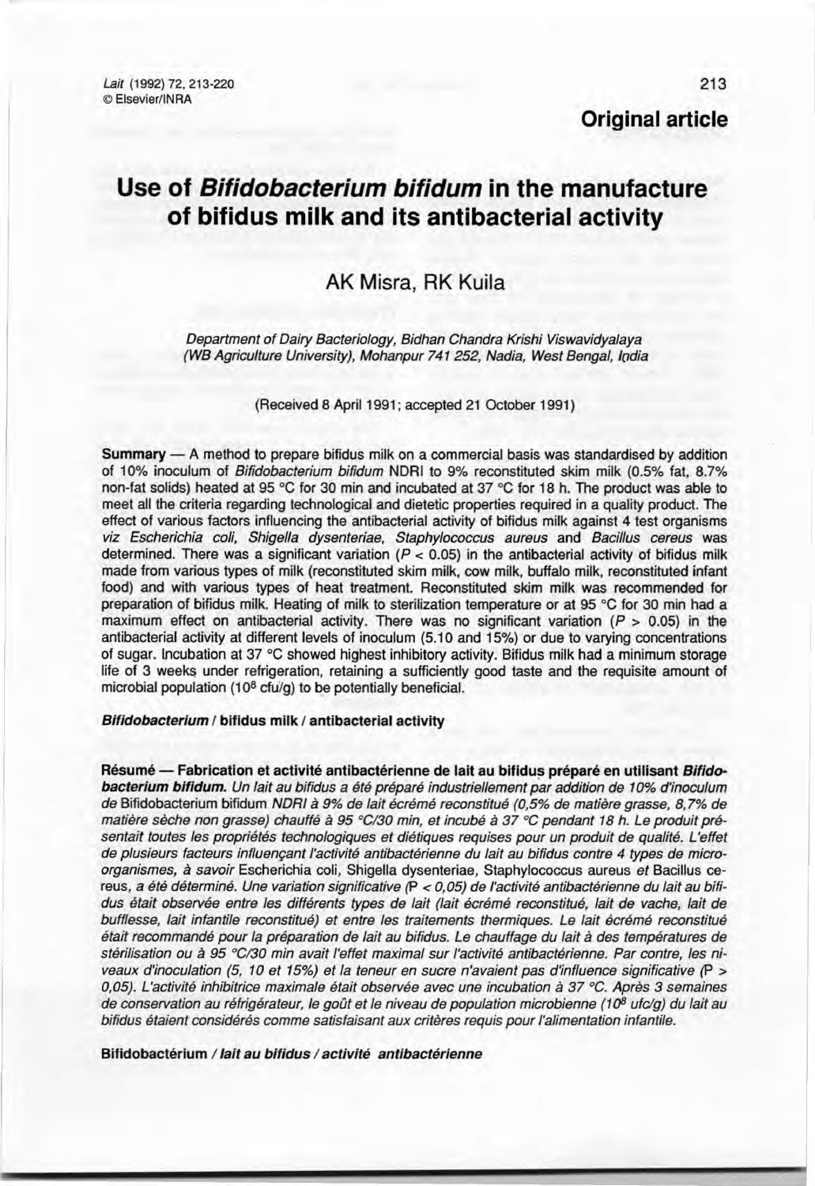Original article

# Use of *Bifidobacterium bifidum* in the manufacture of bifidus milk and its antibacterial activity

AK Misra, RK Kuila

*Department of Dairy Bacteriology, Bidhan Chandra Krishi Viswavidyalaya (WB Agriculture University), Mohanpur 741 252, Nadia, West Bengal, India*

(Received 8 April 1991; accepted 21 October 1991)

**Summary** — A method to prepare bifidus milk on a commercial basis was standardised by addition of 10% inoculum of *Bifidobacterium bifidum* NDRI to 9% reconstituted skim milk (0.5% fat, 8.7% non-fat solids) heated at 95 °C for 30 min and incubated at 37 °C for 18 h. The product was able to meet all the criteria regarding technological and dietetic properties required in a quality product. The effect of various factors influencing the antibacterial activity of bifidus milk against 4 test organisms *viz Escherichia coli, Shigella dysenteriae, Staphylococcus aureus* and *Bacillus cereus* was determined. There was a significant variation ($P < 0.05$) in the antibacterial activity of bifidus milk made from various types of milk (reconstituted skim milk, cow milk, buffalo milk, reconstituted infant food) and with various types of heat treatment. Reconstituted skim milk was recommended for preparation of bifidus milk. Heating of milk to sterilization temperature or at 95 °C for 30 min had a maximum effect on antibacterial activity. There was no significant variation ($P > 0.05$) in the antibacterial activity at different levels of inoculum (5.10 and 15%) or due to varying concentrations of sugar. Incubation at 37 °C showed highest inhibitory activity. Bifidus milk had a minimum storage life of 3 weeks under refrigeration, retaining a sufficiently good taste and the requisite amount of microbial population ($10^8$ cfu/g) to be potentially beneficial.

***Bifidobacterium* / bifidus milk / antibacterial activity**

**Résumé — Fabrication et activité antibactérienne de lait au bifidus préparé en utilisant *Bifidobacterium bifidum*.** *Un lait au bifidus a été préparé industriellement par addition de 10% d'inoculum de* Bifidobacterium bifidum *NDRI à 9% de lait écrémé reconstitué (0,5% de matière grasse, 8,7% de matière sèche non grasse) chauffé à 95 °C/30 min, et incubé à 37 °C pendant 18 h. Le produit présentait toutes les propriétés technologiques et diététiques requises pour un produit de qualité. L'effet de plusieurs facteurs influençant l'activité antibactérienne du lait au bifidus contre 4 types de micro-organismes, à savoir* Escherichia coli, Shigella dysenteriae, Staphylococcus aureus *et* Bacillus cereus, *a été déterminé. Une variation significative* ($P < 0,05$) *de l'activité antibactérienne du lait au bifidus était observée entre les différents types de lait (lait écrémé reconstitué, lait de vache, lait de bufflesse, lait infantile reconstitué) et entre les traitements thermiques. Le lait écrémé reconstitué était recommandé pour la préparation de lait au bifidus. Le chauffage du lait à des températures de stérilisation ou à 95 °C/30 min avait l'effet maximal sur l'activité antibactérienne. Par contre, les niveaux d'inoculation (5, 10 et 15%) et la teneur en sucre n'avaient pas d'influence significative* ($P > 0,05$)*. L'activité inhibitrice maximale était observée avec une incubation à 37 °C. Après 3 semaines de conservation au réfrigérateur, le goût et le niveau de population microbienne* ($10^8$ *ufc/g) du lait au bifidus étaient considérés comme satisfaisant aux critères requis pour l'alimentation infantile.*

**Bifidobactérium / *lait au bifidus / activité antibactérienne***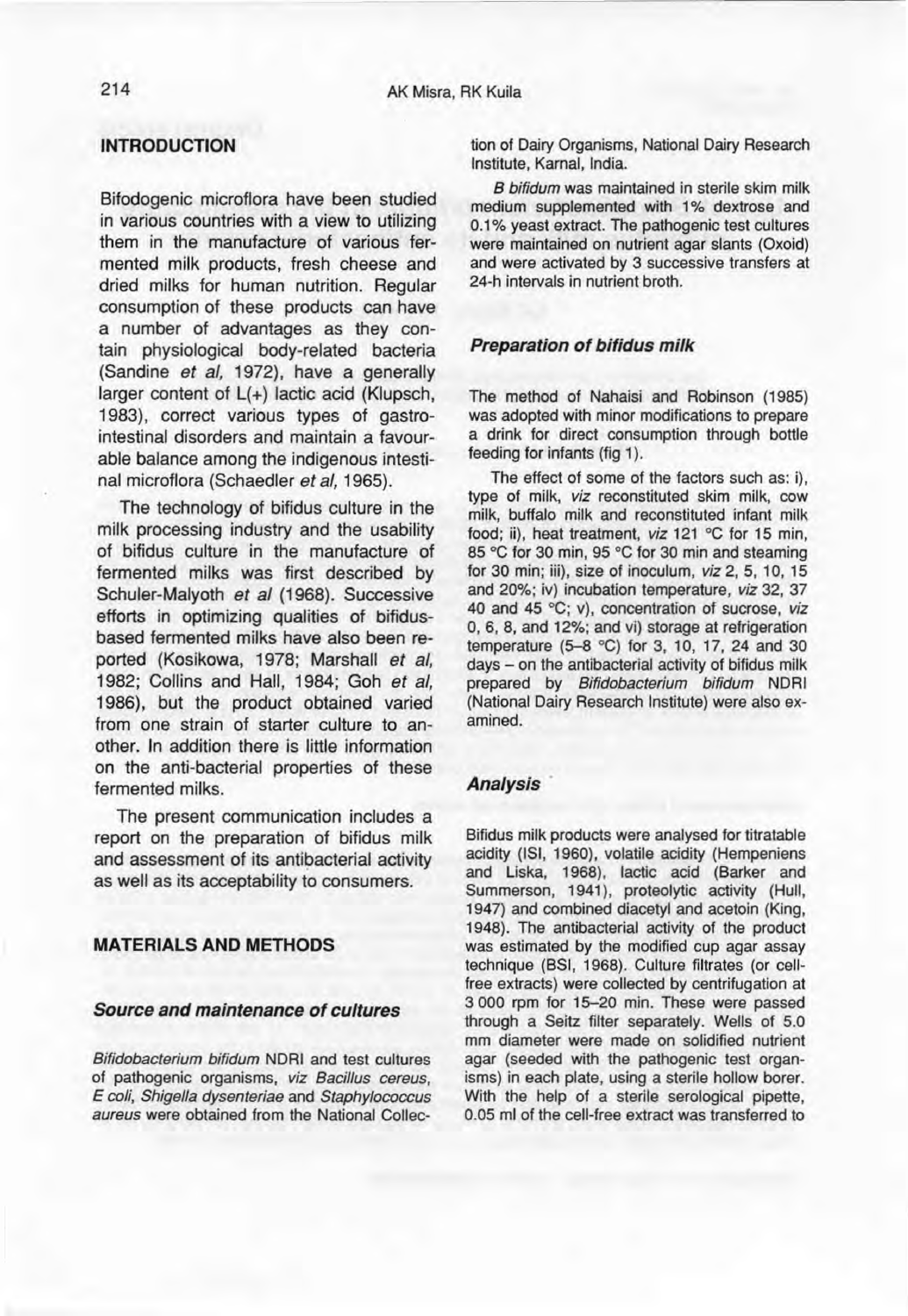## INTRODUCTION

Bifodogenic microflora have been studied in various countries with a view to utilizing them in the manufacture of various fermented milk products, fresh cheese and dried milks for human nutrition. Regular consumption of these products can have a number of advantages as they contain physiological body-related bacteria (Sandine *et al*, 1972), have a generally larger content of L(+) lactic acid (Klupsch, 1983), correct various types of gastrointestinal disorders and maintain a favourable balance among the indigenous intestinal microflora (Schaedler *et al*, 1965).

The technology of bifidus culture in the milk processing industry and the usability of bifidus culture in the manufacture of fermented milks was first described by Schuler-Malyoth *et al* (1968). Successive efforts in optimizing qualities of bifidus-based fermented milks have also been reported (Kosikowa, 1978; Marshall *et al*, 1982; Collins and Hall, 1984; Goh *et al*, 1986), but the product obtained varied from one strain of starter culture to another. In addition there is little information on the anti-bacterial properties of these fermented milks.

The present communication includes a report on the preparation of bifidus milk and assessment of its antibacterial activity as well as its acceptability to consumers.

## MATERIALS AND METHODS

### *Source and maintenance of cultures*

*Bifidobacterium bifidum* NDRI and test cultures of pathogenic organisms, *viz Bacillus cereus*, *E coli*, *Shigella dysenteriae* and *Staphylococcus aureus* were obtained from the National Collection of Dairy Organisms, National Dairy Research Institute, Karnal, India.

*B bifidum* was maintained in sterile skim milk medium supplemented with 1% dextrose and 0.1% yeast extract. The pathogenic test cultures were maintained on nutrient agar slants (Oxoid) and were activated by 3 successive transfers at 24-h intervals in nutrient broth.

### *Preparation of bifidus milk*

The method of Nahaisi and Robinson (1985) was adopted with minor modifications to prepare a drink for direct consumption through bottle feeding for infants (fig 1).

The effect of some of the factors such as: i), type of milk, *viz* reconstituted skim milk, cow milk, buffalo milk and reconstituted infant milk food; ii), heat treatment, *viz* 121 °C for 15 min, 85 °C for 30 min, 95 °C for 30 min and steaming for 30 min; iii), size of inoculum, *viz* 2, 5, 10, 15 and 20%; iv) incubation temperature, *viz* 32, 37 40 and 45 °C; v), concentration of sucrose, *viz* 0, 6, 8, and 12%; and vi) storage at refrigeration temperature (5–8 °C) for 3, 10, 17, 24 and 30 days – on the antibacterial activity of bifidus milk prepared by *Bifidobacterium bifidum* NDRI (National Dairy Research Institute) were also examined.

### *Analysis*

Bifidus milk products were analysed for titratable acidity (ISI, 1960), volatile acidity (Hempeniens and Liska, 1968), lactic acid (Barker and Summerson, 1941), proteolytic activity (Hull, 1947) and combined diacetyl and acetoin (King, 1948). The antibacterial activity of the product was estimated by the modified cup agar assay technique (BSI, 1968). Culture filtrates (or cell-free extracts) were collected by centrifugation at 3 000 rpm for 15–20 min. These were passed through a Seitz filter separately. Wells of 5.0 mm diameter were made on solidified nutrient agar (seeded with the pathogenic test organisms) in each plate, using a sterile hollow borer. With the help of a sterile serological pipette, 0.05 ml of the cell-free extract was transferred to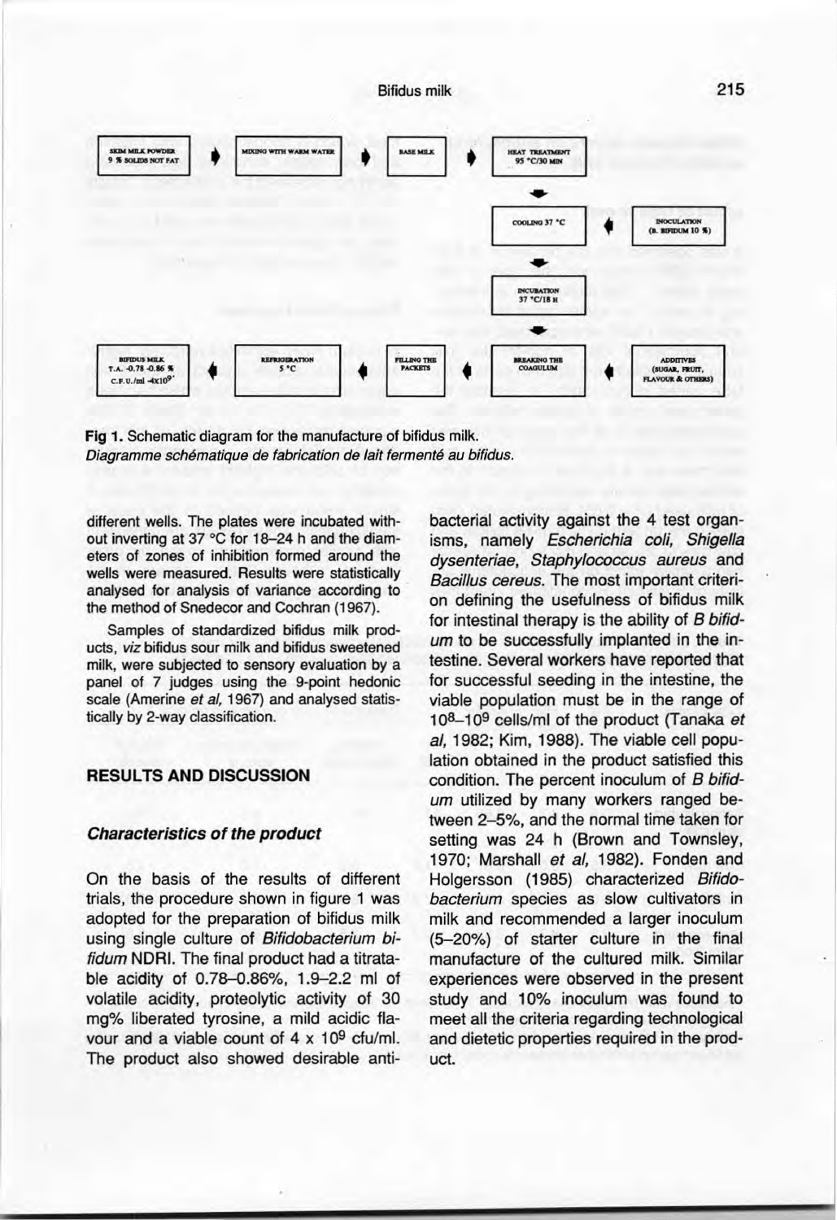SKIM MILK POWDER 9 % SOLIDS NOT FAT → MIXING WITH WARM WATER → BASE MILK → HEAT TREATMENT 95 °C/30 MIN → COOLING 37 °C (← INOCULATION (B. BIFIDUM 10 %)) → INCUBATION 37 °C/18 H → BREAKING THE COAGULUM (← ADDITIVES (SUGAR, FRUIT, FLAVOUR & OTHERS)) → FILLING THE PACKETS → REFRIGERATION 5 °C → BIFIDUS MILK T.A. -0.78 -0.86 % C.F.U./ml -4x10$^{9}$

**Fig 1.** Schematic diagram for the manufacture of bifidus milk.
*Diagramme schématique de fabrication de lait fermenté au bifidus.*

different wells. The plates were incubated without inverting at 37 °C for 18–24 h and the diameters of zones of inhibition formed around the wells were measured. Results were statistically analysed for analysis of variance according to the method of Snedecor and Cochran (1967).

Samples of standardized bifidus milk products, *viz* bifidus sour milk and bifidus sweetened milk, were subjected to sensory evaluation by a panel of 7 judges using the 9-point hedonic scale (Amerine *et al*, 1967) and analysed statistically by 2-way classification.

## RESULTS AND DISCUSSION

### *Characteristics of the product*

On the basis of the results of different trials, the procedure shown in figure 1 was adopted for the preparation of bifidus milk using single culture of *Bifidobacterium bifidum* NDRI. The final product had a titratable acidity of 0.78–0.86%, 1.9–2.2 ml of volatile acidity, proteolytic activity of 30 mg% liberated tyrosine, a mild acidic flavour and a viable count of 4 x 10$^{9}$ cfu/ml. The product also showed desirable antibacterial activity against the 4 test organisms, namely *Escherichia coli, Shigella dysenteriae, Staphylococcus aureus* and *Bacillus cereus*. The most important criterion defining the usefulness of bifidus milk for intestinal therapy is the ability of *B bifidum* to be successfully implanted in the intestine. Several workers have reported that for successful seeding in the intestine, the viable population must be in the range of 10$^{8}$–10$^{9}$ cells/ml of the product (Tanaka *et al*, 1982; Kim, 1988). The viable cell population obtained in the product satisfied this condition. The percent inoculum of *B bifidum* utilized by many workers ranged between 2–5%, and the normal time taken for setting was 24 h (Brown and Townsley, 1970; Marshall *et al*, 1982). Fonden and Holgersson (1985) characterized *Bifidobacterium* species as slow cultivators in milk and recommended a larger inoculum (5–20%) of starter culture in the final manufacture of the cultured milk. Similar experiences were observed in the present study and 10% inoculum was found to meet all the criteria regarding technological and dietetic properties required in the product.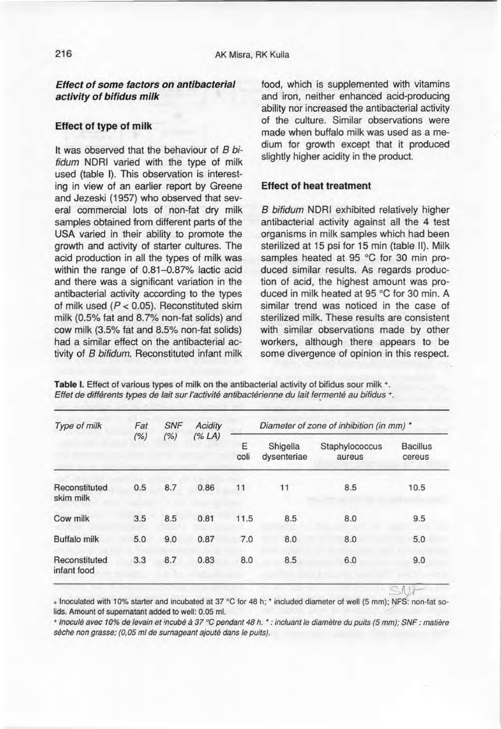### *Effect of some factors on antibacterial activity of bifidus milk*

#### Effect of type of milk

It was observed that the behaviour of *B bifidum* NDRI varied with the type of milk used (table I). This observation is interesting in view of an earlier report by Greene and Jezeski (1957) who observed that several commercial lots of non-fat dry milk samples obtained from different parts of the USA varied in their ability to promote the growth and activity of starter cultures. The acid production in all the types of milk was within the range of 0.81–0.87% lactic acid and there was a significant variation in the antibacterial activity according to the types of milk used ($P < 0.05$). Reconstituted skim milk (0.5% fat and 8.7% non-fat solids) and cow milk (3.5% fat and 8.5% non-fat solids) had a similar effect on the antibacterial activity of *B bifidum*. Reconstituted infant milk food, which is supplemented with vitamins and iron, neither enhanced acid-producing ability nor increased the antibacterial activity of the culture. Similar observations were made when buffalo milk was used as a medium for growth except that it produced slightly higher acidity in the product.

#### Effect of heat treatment

*B bifidum* NDRI exhibited relatively higher antibacterial activity against all the 4 test organisms in milk samples which had been sterilized at 15 psi for 15 min (table II). Milk samples heated at 95 °C for 30 min produced similar results. As regards production of acid, the highest amount was produced in milk heated at 95 °C for 30 min. A similar trend was noticed in the case of sterilized milk. These results are consistent with similar observations made by other workers, although there appears to be some divergence of opinion in this respect.

**Table I.** Effect of various types of milk on the antibacterial activity of bifidus sour milk +.
*Effet de différents types de lait sur l'activité antibactérienne du lait fermenté au bifidus +.*

| *Type of milk* | *Fat (%)* | *SNF (%)* | *Acidity (% LA)* | *Diameter of zone of inhibition (in mm)* * | | | |
|---|---|---|---|---|---|---|---|
| | | | | E coli | Shigella dysenteriae | Staphylococcus aureus | Bacillus cereus |
| Reconstituted skim milk | 0.5 | 8.7 | 0.86 | 11 | 11 | 8.5 | 10.5 |
| Cow milk | 3.5 | 8.5 | 0.81 | 11.5 | 8.5 | 8.0 | 9.5 |
| Buffalo milk | 5.0 | 9.0 | 0.87 | 7.0 | 8.0 | 8.0 | 5.0 |
| Reconstituted infant food | 3.3 | 8.7 | 0.83 | 8.0 | 8.5 | 6.0 | 9.0 |

+ Inoculated with 10% starter and incubated at 37 °C for 48 h; * included diameter of well (5 mm); NFS: non-fat solids. Amount of supernatant added to well: 0.05 ml.

*+ Inoculé avec 10% de levain et incubé à 37 °C pendant 48 h. * : incluant le diamètre du puits (5 mm); SNF : matière sèche non grasse; (0,05 ml de surnageant ajouté dans le puits).*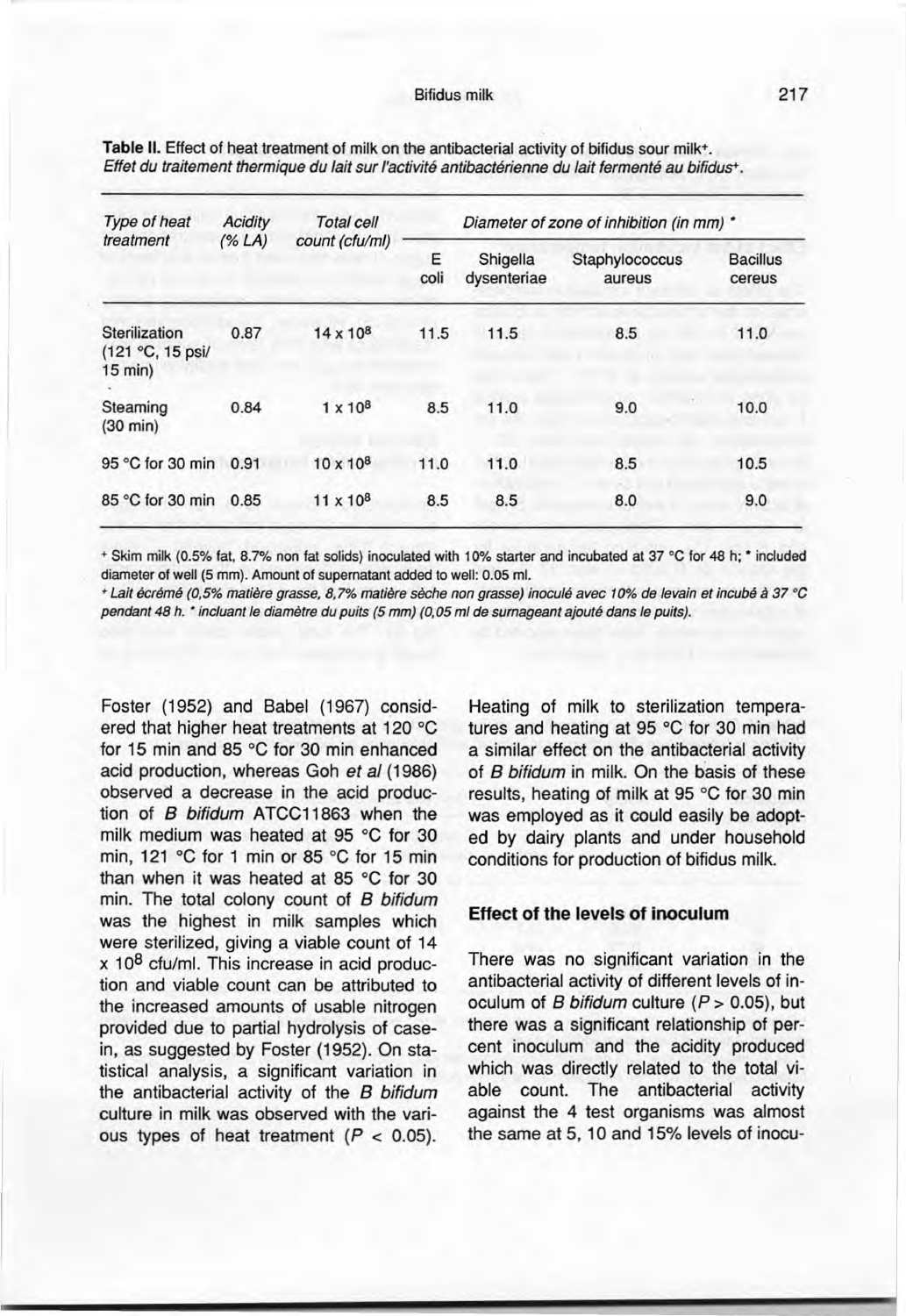**Table II.** Effect of heat treatment of milk on the antibacterial activity of bifidus sour milk+.
*Effet du traitement thermique du lait sur l'activité antibactérienne du lait fermenté au bifidus+.*

| *Type of heat treatment* | *Acidity (% LA)* | *Total cell count (cfu/ml)* | *Diameter of zone of inhibition (in mm)* * | | | |
|---|---|---|---|---|---|---|
| | | | E coli | Shigella dysenteriae | Staphylococcus aureus | Bacillus cereus |
| Sterilization (121 °C, 15 psi/ 15 min) | 0.87 | $14 \times 10^8$ | 11.5 | 11.5 | 8.5 | 11.0 |
| Steaming (30 min) | 0.84 | $1 \times 10^8$ | 8.5 | 11.0 | 9.0 | 10.0 |
| 95 °C for 30 min | 0.91 | $10 \times 10^8$ | 11.0 | 11.0 | 8.5 | 10.5 |
| 85 °C for 30 min | 0.85 | $11 \times 10^8$ | 8.5 | 8.5 | 8.0 | 9.0 |

+ Skim milk (0.5% fat, 8.7% non fat solids) inoculated with 10% starter and incubated at 37 °C for 48 h; * included diameter of well (5 mm). Amount of supernatant added to well: 0.05 ml.

*+ Lait écrémé (0,5% matière grasse, 8,7% matière sèche non grasse) inoculé avec 10% de levain et incubé à 37 °C pendant 48 h. * incluant le diamètre du puits (5 mm) (0,05 ml de surnageant ajouté dans le puits).*

Foster (1952) and Babel (1967) considered that higher heat treatments at 120 °C for 15 min and 85 °C for 30 min enhanced acid production, whereas Goh *et al* (1986) observed a decrease in the acid production of *B bifidum* ATCC11863 when the milk medium was heated at 95 °C for 30 min, 121 °C for 1 min or 85 °C for 15 min than when it was heated at 85 °C for 30 min. The total colony count of *B bifidum* was the highest in milk samples which were sterilized, giving a viable count of $14 \times 10^8$ cfu/ml. This increase in acid production and viable count can be attributed to the increased amounts of usable nitrogen provided due to partial hydrolysis of casein, as suggested by Foster (1952). On statistical analysis, a significant variation in the antibacterial activity of the *B bifidum* culture in milk was observed with the various types of heat treatment ($P < 0.05$). Heating of milk to sterilization temperatures and heating at 95 °C for 30 min had a similar effect on the antibacterial activity of *B bifidum* in milk. On the basis of these results, heating of milk at 95 °C for 30 min was employed as it could easily be adopted by dairy plants and under household conditions for production of bifidus milk.

## Effect of the levels of inoculum

There was no significant variation in the antibacterial activity of different levels of inoculum of *B bifidum* culture ($P > 0.05$), but there was a significant relationship of percent inoculum and the acidity produced which was directly related to the total viable count. The antibacterial activity against the 4 test organisms was almost the same at 5, 10 and 15% levels of inocu-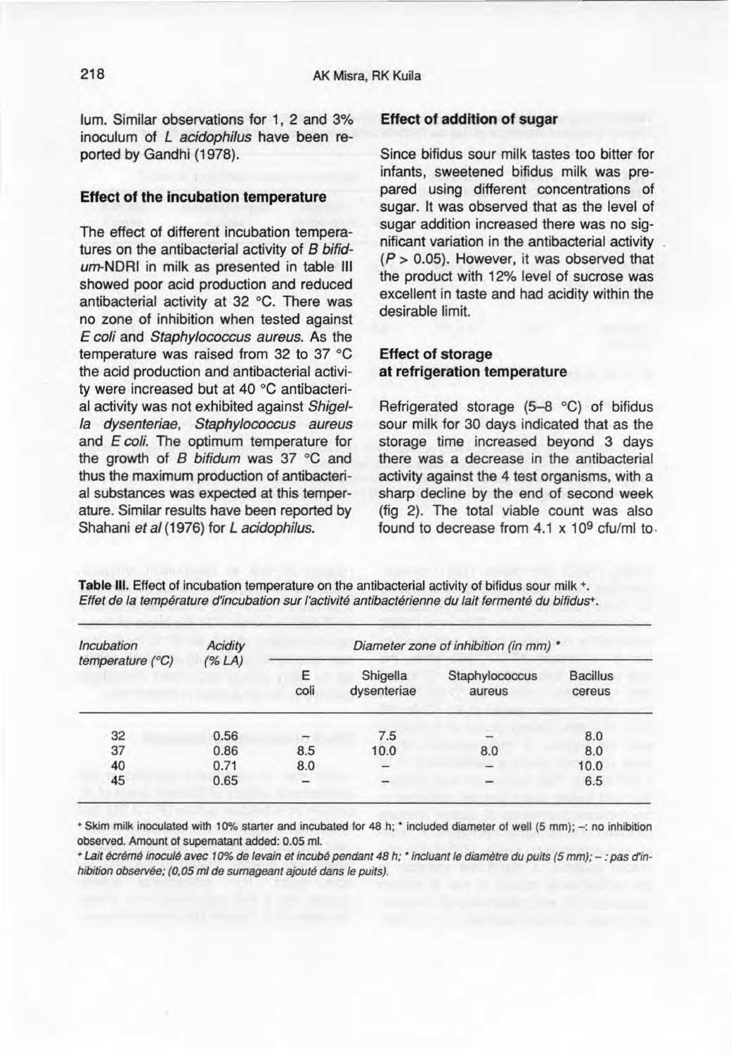lum. Similar observations for 1, 2 and 3% inoculum of *L acidophilus* have been reported by Gandhi (1978).

### Effect of the incubation temperature

The effect of different incubation temperatures on the antibacterial activity of *B bifidum*-NDRI in milk as presented in table III showed poor acid production and reduced antibacterial activity at 32 °C. There was no zone of inhibition when tested against *E coli* and *Staphylococcus aureus*. As the temperature was raised from 32 to 37 °C the acid production and antibacterial activity were increased but at 40 °C antibacterial activity was not exhibited against *Shigella dysenteriae*, *Staphylococcus aureus* and *E coli*. The optimum temperature for the growth of *B bifidum* was 37 °C and thus the maximum production of antibacterial substances was expected at this temperature. Similar results have been reported by Shahani *et al* (1976) for *L acidophilus*.

### Effect of addition of sugar

Since bifidus sour milk tastes too bitter for infants, sweetened bifidus milk was prepared using different concentrations of sugar. It was observed that as the level of sugar addition increased there was no significant variation in the antibacterial activity ($P > 0.05$). However, it was observed that the product with 12% level of sucrose was excellent in taste and had acidity within the desirable limit.

### Effect of storage at refrigeration temperature

Refrigerated storage (5–8 °C) of bifidus sour milk for 30 days indicated that as the storage time increased beyond 3 days there was a decrease in the antibacterial activity against the 4 test organisms, with a sharp decline by the end of second week (fig 2). The total viable count was also found to decrease from $4.1 \times 10^9$ cfu/ml to

**Table III.** Effect of incubation temperature on the antibacterial activity of bifidus sour milk +.
*Effet de la température d'incubation sur l'activité antibactérienne du lait fermenté du bifidus+.*

| Incubation temperature (°C) | Acidity (% LA) | Diameter zone of inhibition (in mm) * | | | |
|---|---|---|---|---|---|
| | | E coli | Shigella dysenteriae | Staphylococcus aureus | Bacillus cereus |
| 32 | 0.56 | – | 7.5 | – | 8.0 |
| 37 | 0.86 | 8.5 | 10.0 | 8.0 | 8.0 |
| 40 | 0.71 | 8.0 | – | – | 10.0 |
| 45 | 0.65 | – | – | – | 6.5 |

+ Skim milk inoculated with 10% starter and incubated for 48 h; * included diameter of well (5 mm); –: no inhibition observed. Amount of supernatant added: 0.05 ml.

*+ Lait écrémé inoculé avec 10% de levain et incubé pendant 48 h; * incluant le diamètre du puits (5 mm); – : pas d'inhibition observée; (0,05 ml de surnageant ajouté dans le puits).*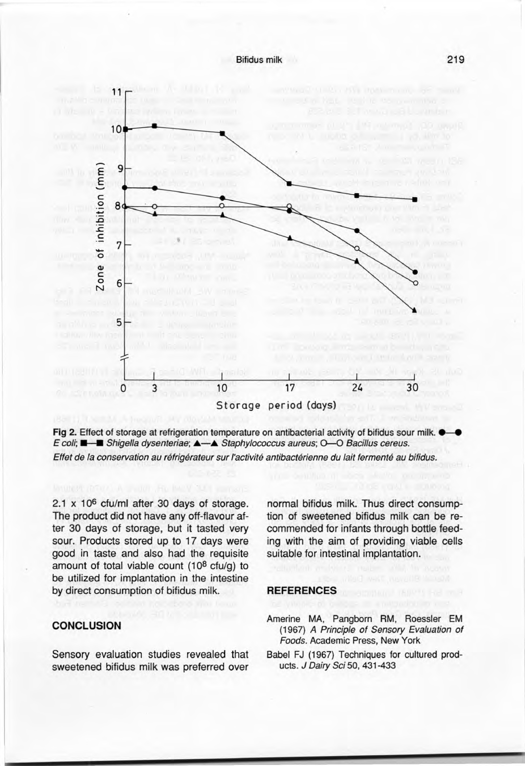**Fig 2.** Effect of storage at refrigeration temperature on antibacterial activity of bifidus sour milk. ●—● *E coli*; ■—■ *Shigella dysenteriae*; ▲—▲ *Staphylococcus aureus*; O—O *Bacillus cereus*.

*Effet de la conservation au réfrigérateur sur l'activité antibactérienne du lait fermenté au bifidus.*

2.1 x $10^6$ cfu/ml after 30 days of storage. The product did not have any off-flavour after 30 days of storage, but it tasted very sour. Products stored up to 17 days were good in taste and also had the requisite amount of total viable count ($10^8$ cfu/g) to be utilized for implantation in the intestine by direct consumption of bifidus milk.

## CONCLUSION

Sensory evaluation studies revealed that sweetened bifidus milk was preferred over normal bifidus milk. Thus direct consumption of sweetened bifidus milk can be recommended for infants through bottle feeding with the aim of providing viable cells suitable for intestinal implantation.

## REFERENCES

Amerine MA, Pangborn RM, Roessler EM (1967) *A Principle of Sensory Evaluation of Foods*. Academic Press, New York

Babel FJ (1967) Techniques for cultured products. *J Dairy Sci* 50, 431-433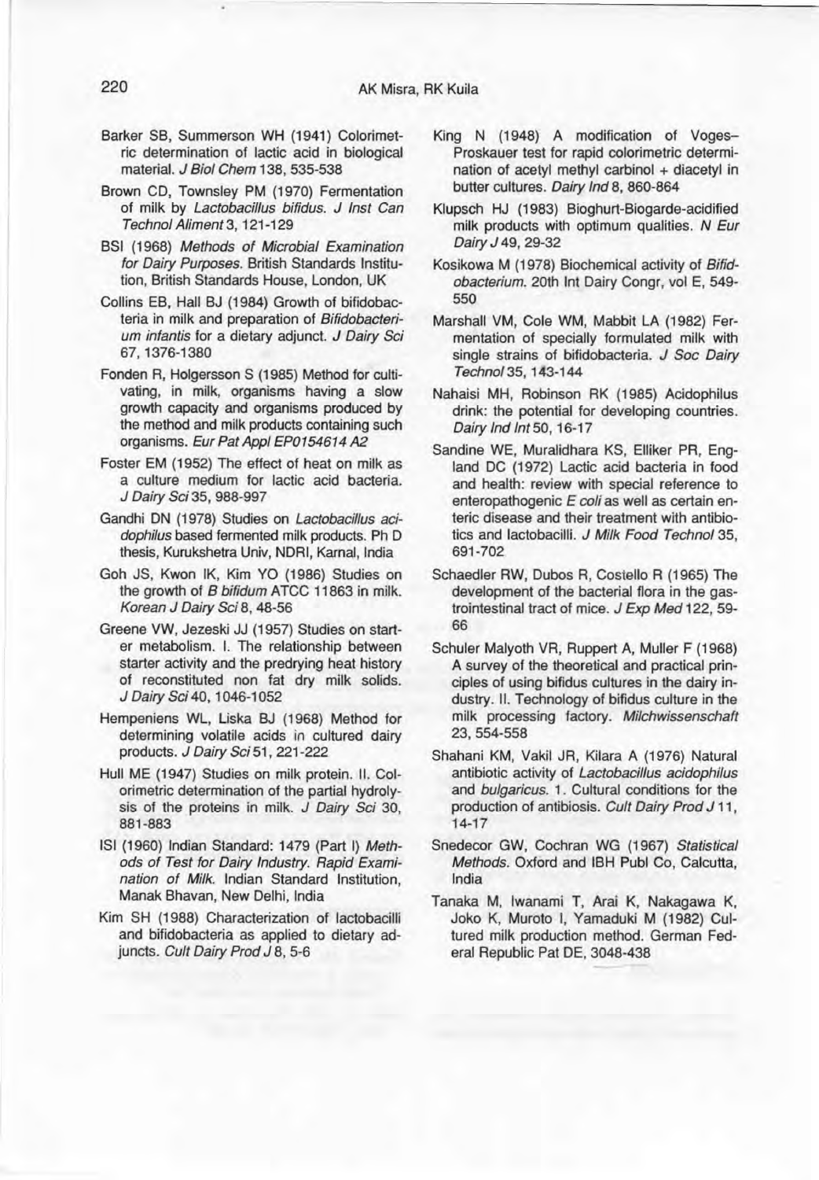Barker SB, Summerson WH (1941) Colorimetric determination of lactic acid in biological material. *J Biol Chem* 138, 535-538

Brown CD, Townsley PM (1970) Fermentation of milk by *Lactobacillus bifidus*. *J Inst Can Technol Aliment* 3, 121-129

BSI (1968) *Methods of Microbial Examination for Dairy Purposes*. British Standards Institution, British Standards House, London, UK

Collins EB, Hall BJ (1984) Growth of bifidobacteria in milk and preparation of *Bifidobacterium infantis* for a dietary adjunct. *J Dairy Sci* 67, 1376-1380

Fonden R, Holgersson S (1985) Method for cultivating, in milk, organisms having a slow growth capacity and organisms produced by the method and milk products containing such organisms. *Eur Pat Appl EP0154614 A2*

Foster EM (1952) The effect of heat on milk as a culture medium for lactic acid bacteria. *J Dairy Sci* 35, 988-997

Gandhi DN (1978) Studies on *Lactobacillus acidophilus* based fermented milk products. Ph D thesis, Kurukshetra Univ, NDRI, Karnal, India

Goh JS, Kwon IK, Kim YO (1986) Studies on the growth of *B bifidum* ATCC 11863 in milk. *Korean J Dairy Sci* 8, 48-56

Greene VW, Jezeski JJ (1957) Studies on starter metabolism. I. The relationship between starter activity and the predrying heat history of reconstituted non fat dry milk solids. *J Dairy Sci* 40, 1046-1052

Hempeniens WL, Liska BJ (1968) Method for determining volatile acids in cultured dairy products. *J Dairy Sci* 51, 221-222

Hull ME (1947) Studies on milk protein. II. Colorimetric determination of the partial hydrolysis of the proteins in milk. *J Dairy Sci* 30, 881-883

ISI (1960) Indian Standard: 1479 (Part I) *Methods of Test for Dairy Industry. Rapid Examination of Milk.* Indian Standard Institution, Manak Bhavan, New Delhi, India

Kim SH (1988) Characterization of lactobacilli and bifidobacteria as applied to dietary adjuncts. *Cult Dairy Prod J* 8, 5-6

King N (1948) A modification of Voges–Proskauer test for rapid colorimetric determination of acetyl methyl carbinol + diacetyl in butter cultures. *Dairy Ind* 8, 860-864

Klupsch HJ (1983) Bioghurt-Biogarde-acidified milk products with optimum qualities. *N Eur Dairy J* 49, 29-32

Kosikowa M (1978) Biochemical activity of *Bifidobacterium*. 20th Int Dairy Congr, vol E, 549-550

Marshall VM, Cole WM, Mabbit LA (1982) Fermentation of specially formulated milk with single strains of bifidobacteria. *J Soc Dairy Technol* 35, 143-144

Nahaisi MH, Robinson RK (1985) Acidophilus drink: the potential for developing countries. *Dairy Ind Int* 50, 16-17

Sandine WE, Muralidhara KS, Elliker PR, England DC (1972) Lactic acid bacteria in food and health: review with special reference to enteropathogenic *E coli* as well as certain enteric disease and their treatment with antibiotics and lactobacilli. *J Milk Food Technol* 35, 691-702

Schaedler RW, Dubos R, Costello R (1965) The development of the bacterial flora in the gastrointestinal tract of mice. *J Exp Med* 122, 59-66

Schuler Malyoth VR, Ruppert A, Muller F (1968) A survey of the theoretical and practical principles of using bifidus cultures in the dairy industry. II. Technology of bifidus culture in the milk processing factory. *Milchwissenschaft* 23, 554-558

Shahani KM, Vakil JR, Kilara A (1976) Natural antibiotic activity of *Lactobacillus acidophilus* and *bulgaricus*. 1. Cultural conditions for the production of antibiosis. *Cult Dairy Prod J* 11, 14-17

Snedecor GW, Cochran WG (1967) *Statistical Methods.* Oxford and IBH Publ Co, Calcutta, India

Tanaka M, Iwanami T, Arai K, Nakagawa K, Joko K, Muroto I, Yamaduki M (1982) Cultured milk production method. German Federal Republic Pat DE, 3048-438